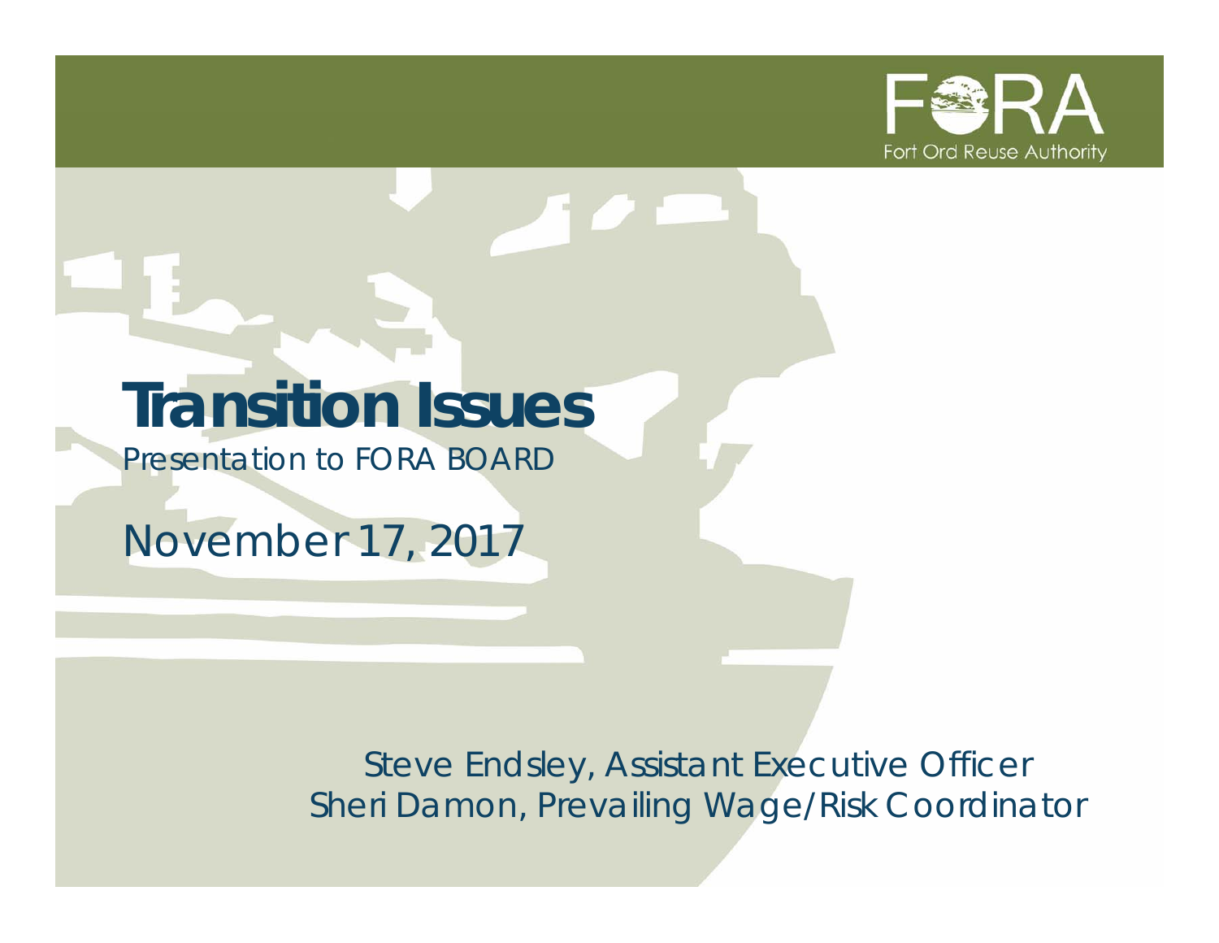FORA
Fort Ord Reuse Authority

# Transition Issues

*Presentation to FORA BOARD*

November 17, 2017

Steve Endsley, Assistant Executive Officer
Sheri Damon, Prevailing Wage/Risk Coordinator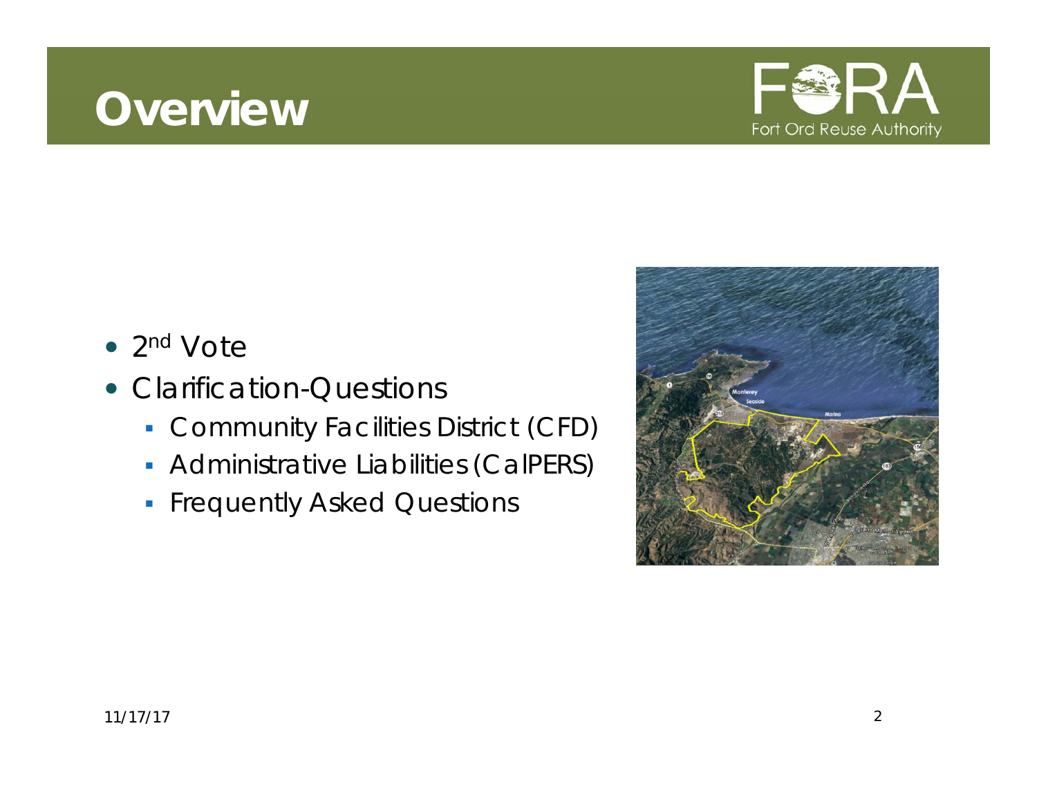# Overview

Fort Ord Reuse Authority

- 2nd Vote
- Clarification-Questions
  - Community Facilities District (CFD)
  - Administrative Liabilities (CalPERS)
  - Frequently Asked Questions

11/17/17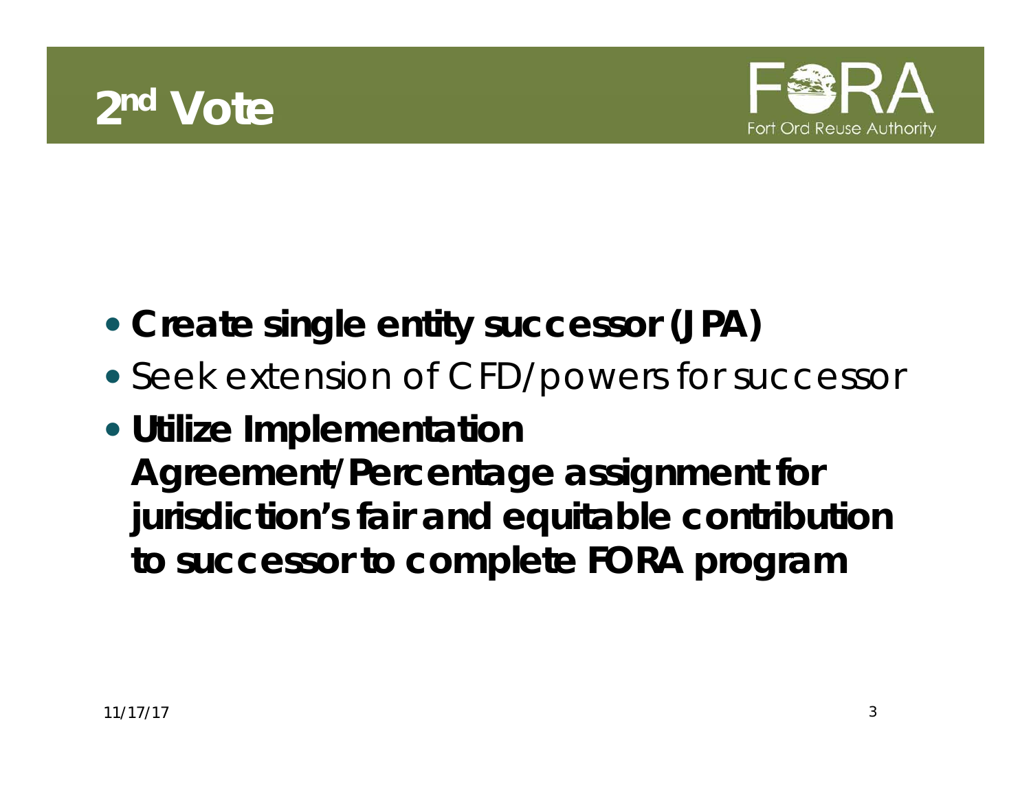# 2nd Vote

- **Create single entity successor (JPA)**
- Seek extension of CFD/powers for successor
- **Utilize Implementation Agreement/Percentage assignment for jurisdiction's fair and equitable contribution to successor to complete FORA program**

11/17/17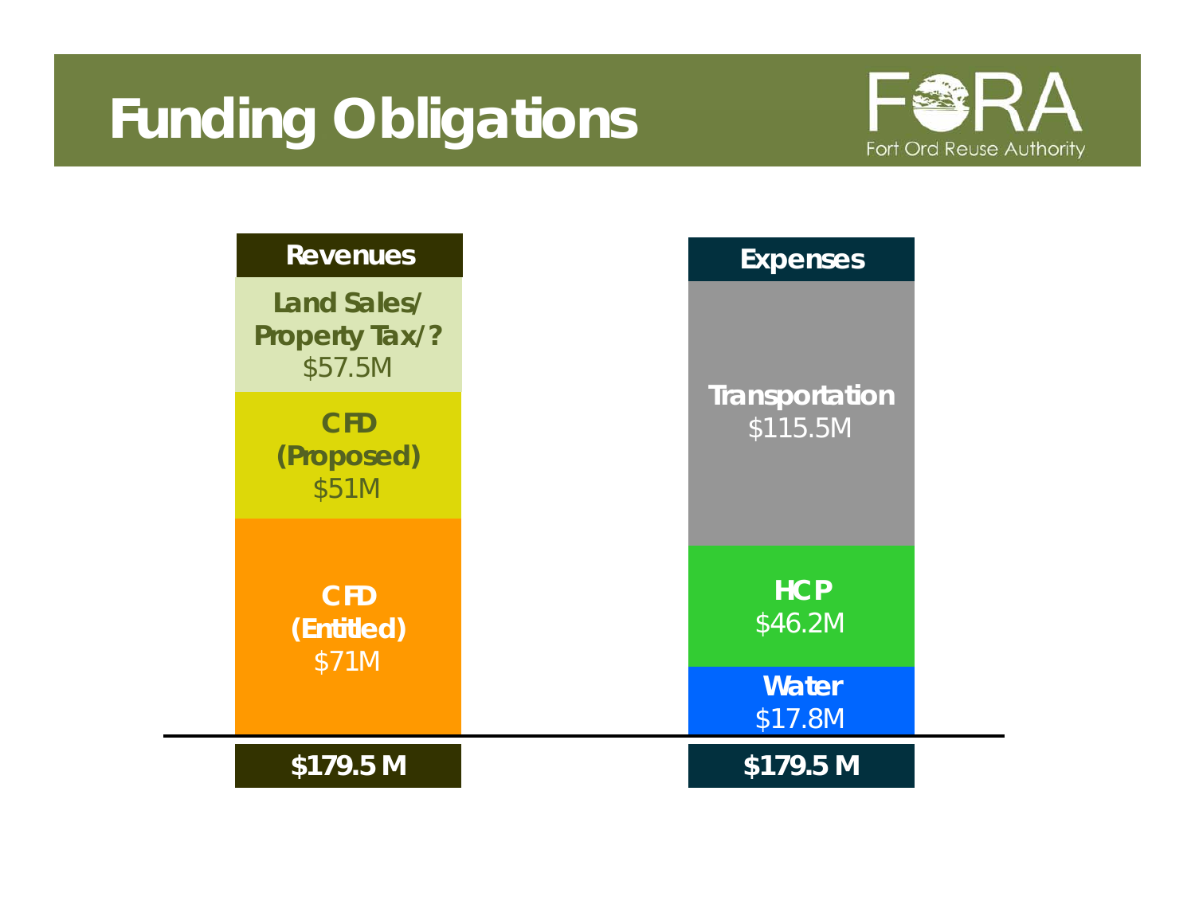# Funding Obligations

Fort Ord Reuse Authority

| Revenues | Expenses |
|---|---|
| **Land Sales/ Property Tax/?** $57.5M | **Transportation** $115.5M |
| **CFD (Proposed)** $51M | **HCP** $46.2M |
| **CFD (Entitled)** $71M | **Water** $17.8M |
| **$179.5 M** | **$179.5 M** |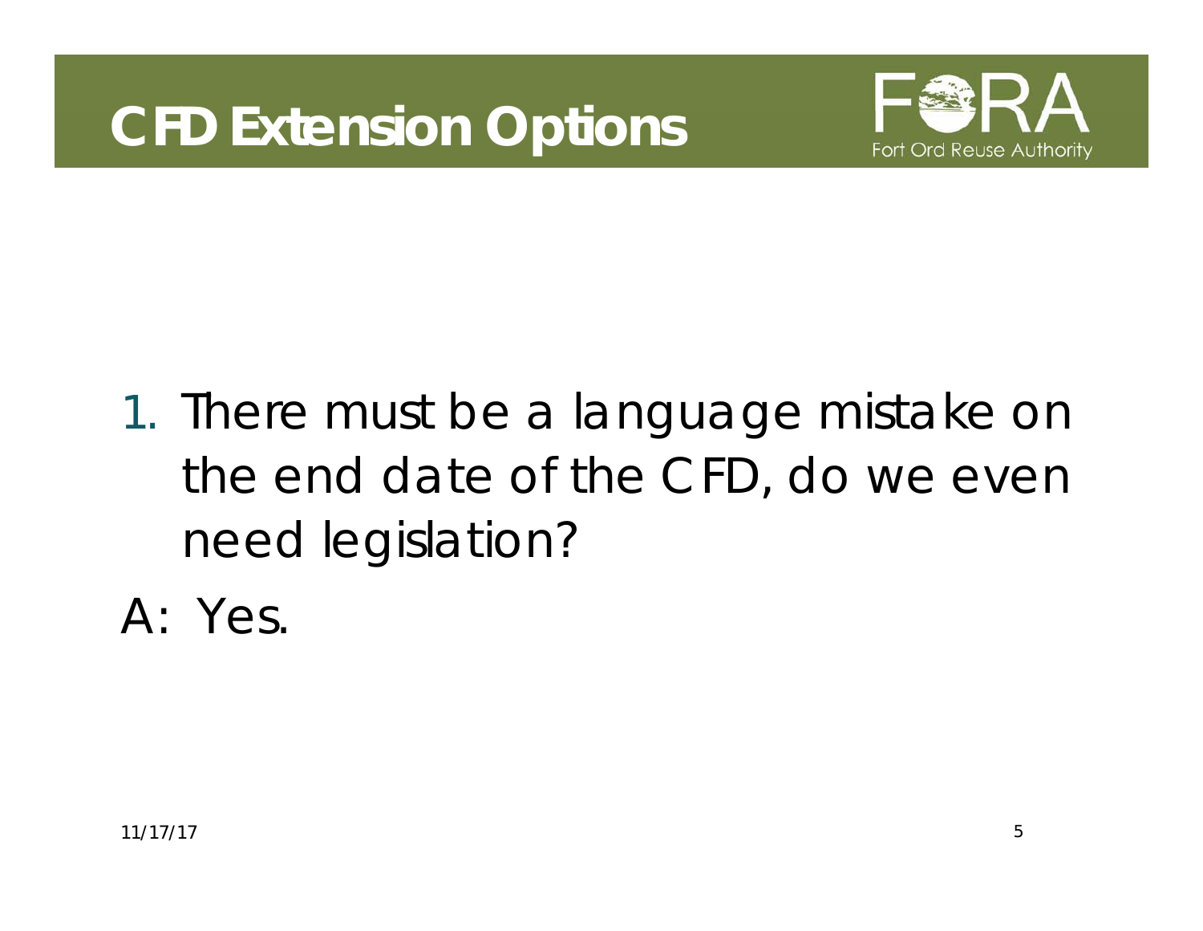# CFD Extension Options

1. There must be a language mistake on the end date of the CFD, do we even need legislation?

A: Yes.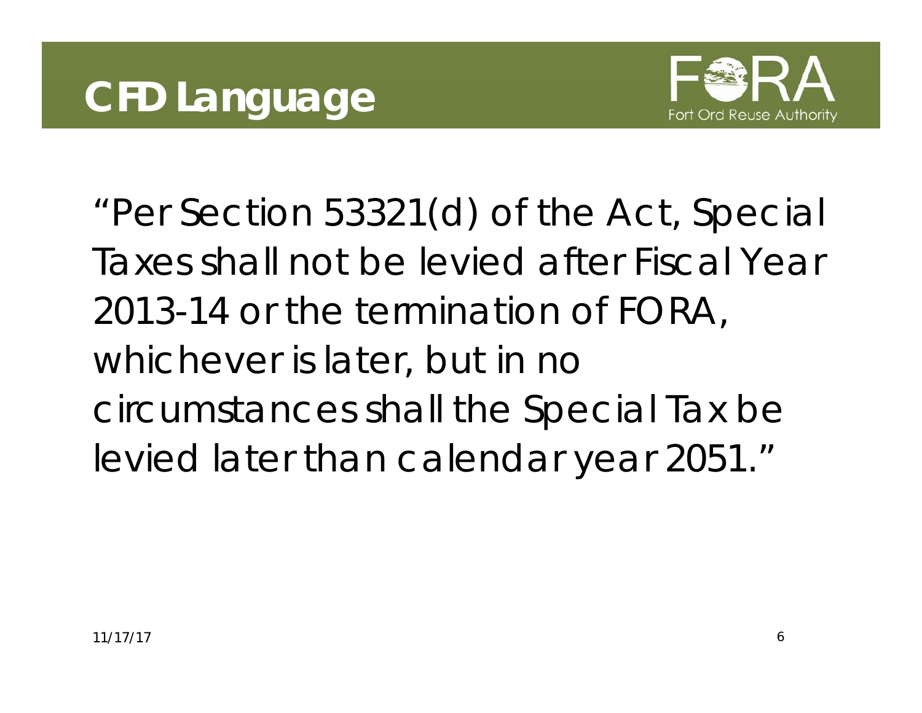# CFD Language

"Per Section 53321(d) of the Act, Special Taxes shall not be levied after Fiscal Year 2013-14 or the termination of FORA, whichever is later, but in no circumstances shall the Special Tax be levied later than calendar year 2051."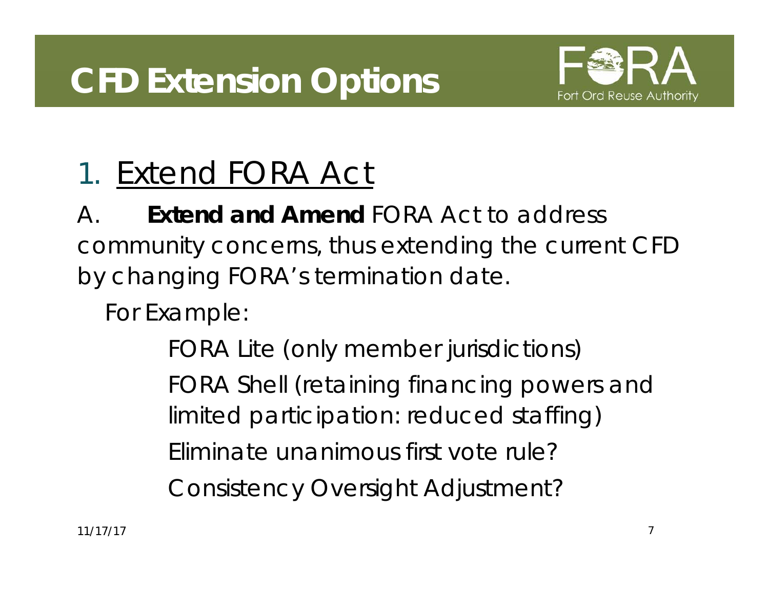# CFD Extension Options

## 1. Extend FORA Act

A. **Extend and Amend** FORA Act to address community concerns, thus extending the current CFD by changing FORA's termination date.

For Example:

- FORA Lite (only member jurisdictions)
- FORA Shell (retaining financing powers and limited participation: reduced staffing)
- Eliminate unanimous first vote rule?
- Consistency Oversight Adjustment?

11/17/17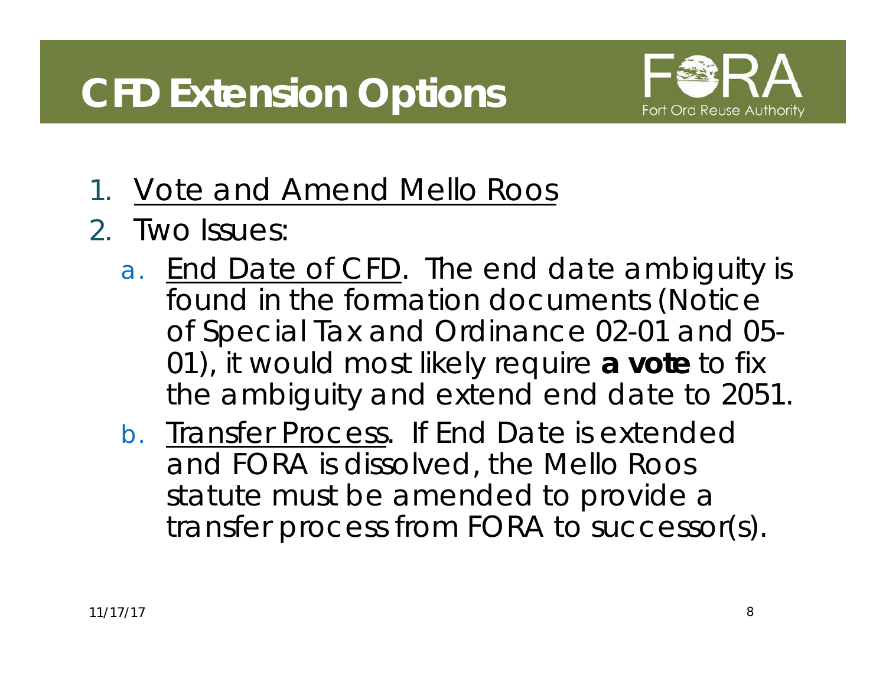# CFD Extension Options

1. <u>Vote and Amend Mello Roos</u>
2. Two Issues:
   a. <u>End Date of CFD</u>. The end date ambiguity is found in the formation documents (Notice of Special Tax and Ordinance 02-01 and 05-01), it would most likely require **a vote** to fix the ambiguity and extend end date to 2051.
   b. <u>Transfer Process</u>. If End Date is extended and FORA is dissolved, the Mello Roos statute must be amended to provide a transfer process from FORA to successor(s).

11/17/17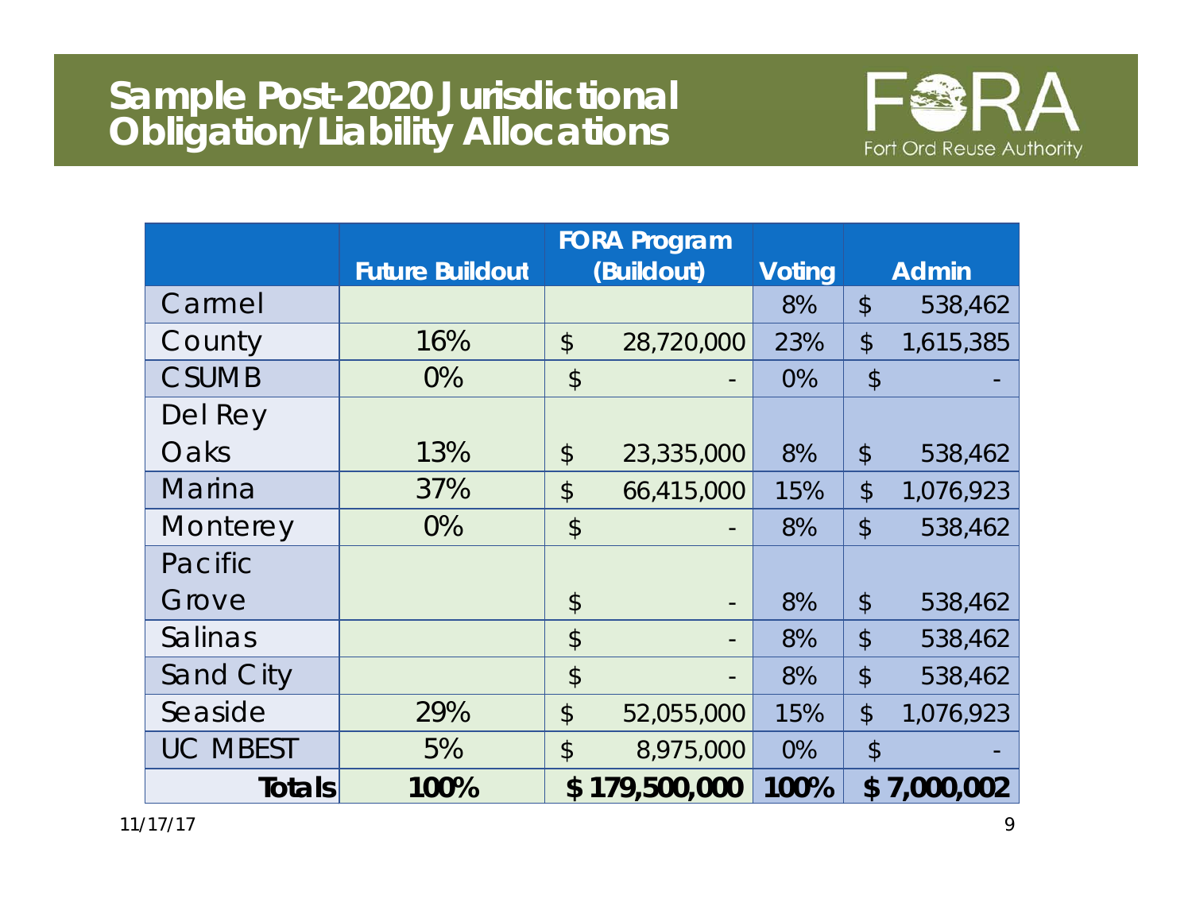# Sample Post-2020 Jurisdictional Obligation/Liability Allocations

| | Future Buildout | FORA Program (Buildout) | Voting | Admin |
|---|---|---|---|---|
| Carmel | | | 8% | $ 538,462 |
| County | 16% | $ 28,720,000 | 23% | $ 1,615,385 |
| CSUMB | 0% | $ - | 0% | $ - |
| Del Rey Oaks | 13% | $ 23,335,000 | 8% | $ 538,462 |
| Marina | 37% | $ 66,415,000 | 15% | $ 1,076,923 |
| Monterey | 0% | $ - | 8% | $ 538,462 |
| Pacific Grove | | $ - | 8% | $ 538,462 |
| Salinas | | $ - | 8% | $ 538,462 |
| Sand City | | $ - | 8% | $ 538,462 |
| Seaside | 29% | $ 52,055,000 | 15% | $ 1,076,923 |
| UC MBEST | 5% | $ 8,975,000 | 0% | $ - |
| **Totals** | **100%** | **$ 179,500,000** | **100%** | **$ 7,000,002** |

11/17/17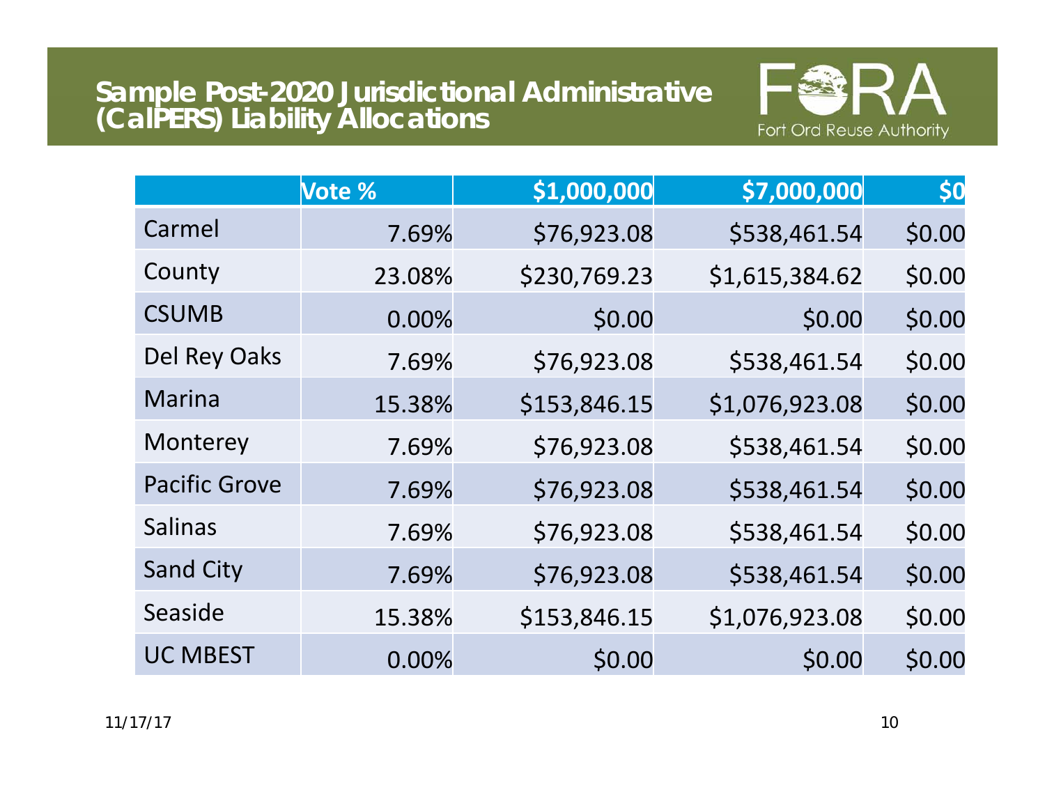# Sample Post-2020 Jurisdictional Administrative (CalPERS) Liability Allocations

FORA
Fort Ord Reuse Authority

| | Vote % | $1,000,000 | $7,000,000 | $0 |
|---|---|---|---|---|
| Carmel | 7.69% | $76,923.08 | $538,461.54 | $0.00 |
| County | 23.08% | $230,769.23 | $1,615,384.62 | $0.00 |
| CSUMB | 0.00% | $0.00 | $0.00 | $0.00 |
| Del Rey Oaks | 7.69% | $76,923.08 | $538,461.54 | $0.00 |
| Marina | 15.38% | $153,846.15 | $1,076,923.08 | $0.00 |
| Monterey | 7.69% | $76,923.08 | $538,461.54 | $0.00 |
| Pacific Grove | 7.69% | $76,923.08 | $538,461.54 | $0.00 |
| Salinas | 7.69% | $76,923.08 | $538,461.54 | $0.00 |
| Sand City | 7.69% | $76,923.08 | $538,461.54 | $0.00 |
| Seaside | 15.38% | $153,846.15 | $1,076,923.08 | $0.00 |
| UC MBEST | 0.00% | $0.00 | $0.00 | $0.00 |

11/17/17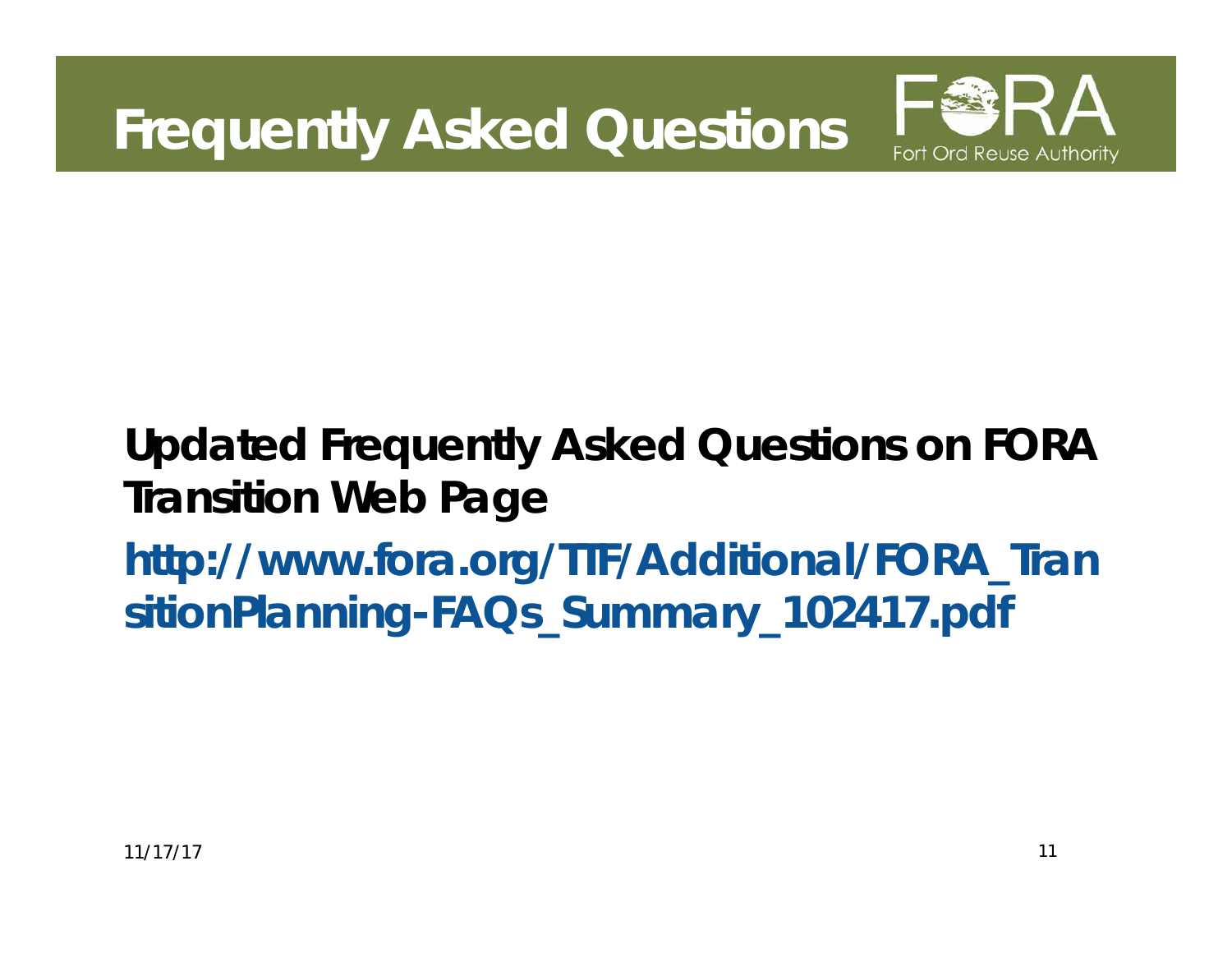# Frequently Asked Questions

Fort Ord Reuse Authority

**Updated Frequently Asked Questions on FORA Transition Web Page**

**http://www.fora.org/TIF/Additional/FORA_TransitionPlanning-FAQs_Summary_102417.pdf**

11/17/17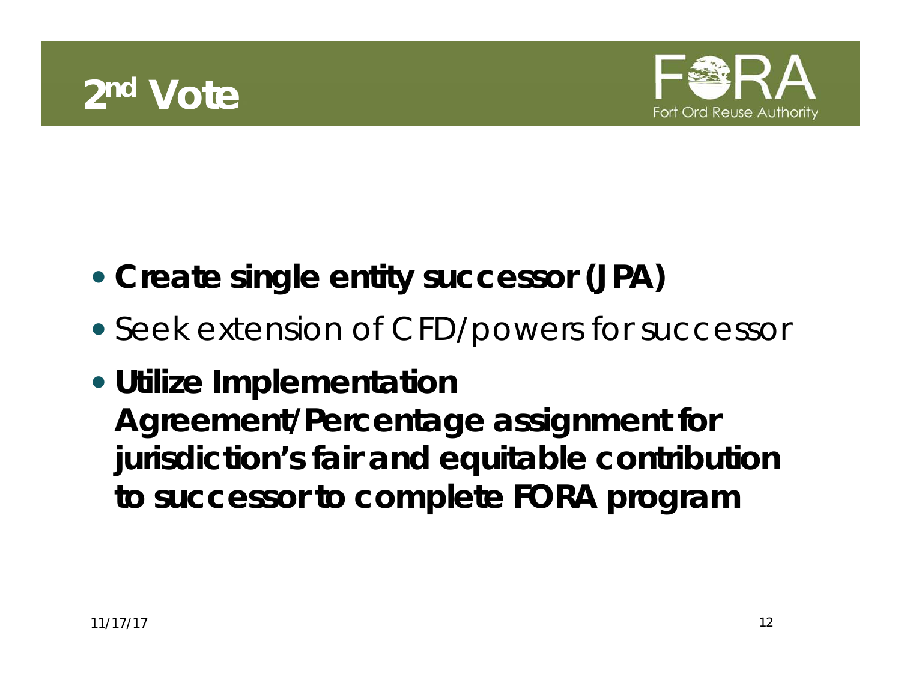# 2nd Vote

- **Create single entity successor (JPA)**
- Seek extension of CFD/powers for successor
- **Utilize Implementation Agreement/Percentage assignment for jurisdiction's fair and equitable contribution to successor to complete FORA program**

11/17/17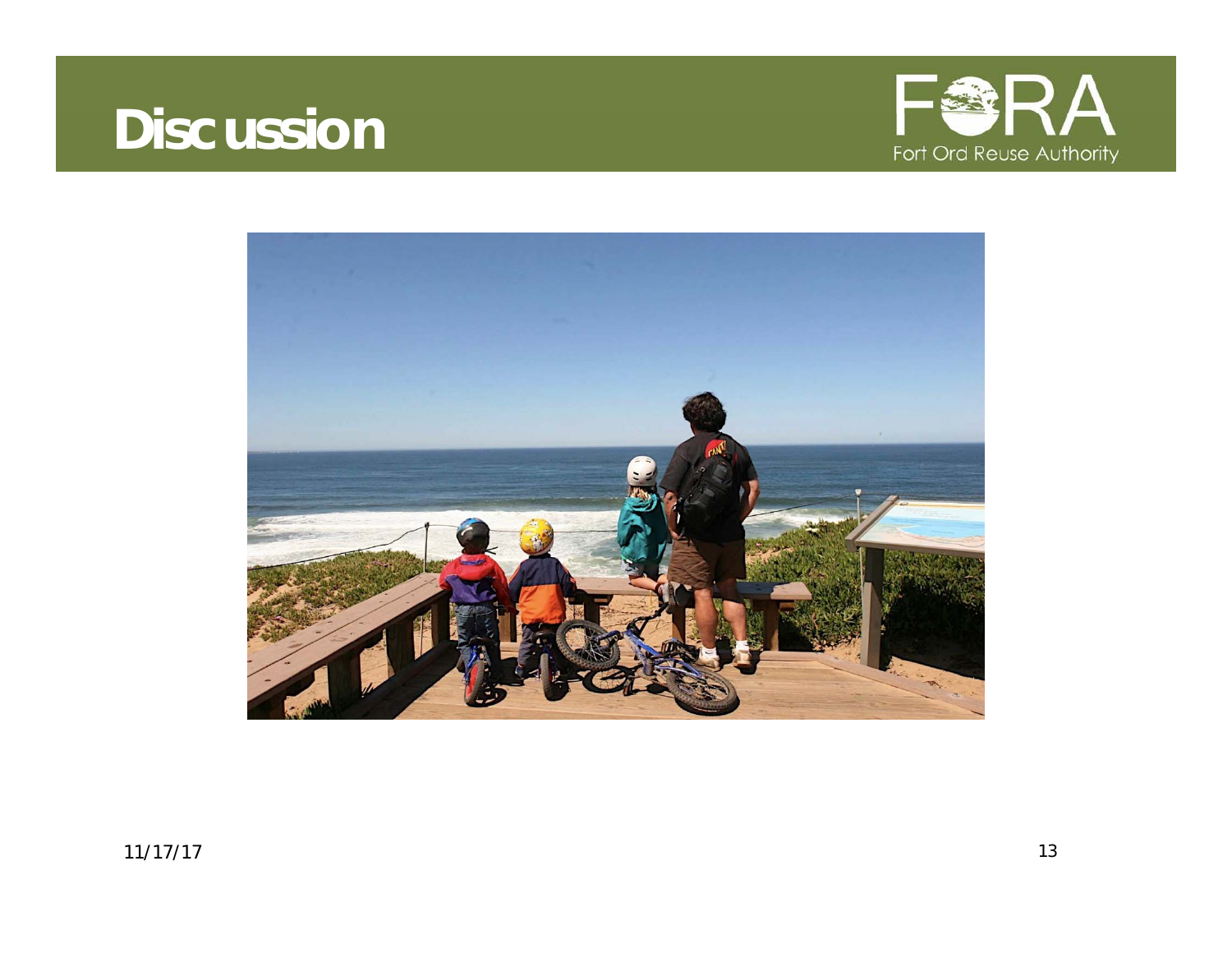# Discussion

FORA
Fort Ord Reuse Authority

11/17/17